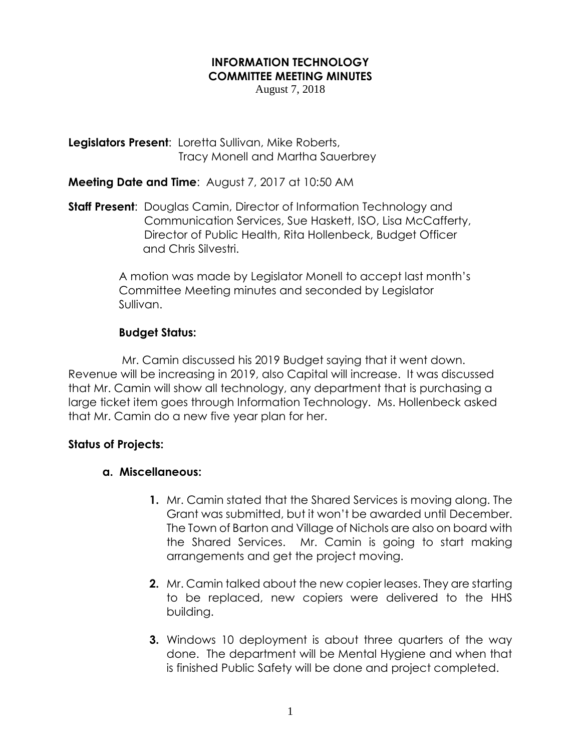# INFORMATION TECHNOLOGY
# COMMITTEE MEETING MINUTES

August 7, 2018

**Legislators Present**: Loretta Sullivan, Mike Roberts, Tracy Monell and Martha Sauerbrey

**Meeting Date and Time**: August 7, 2017 at 10:50 AM

**Staff Present**: Douglas Camin, Director of Information Technology and Communication Services, Sue Haskett, ISO, Lisa McCafferty, Director of Public Health, Rita Hollenbeck, Budget Officer and Chris Silvestri.

A motion was made by Legislator Monell to accept last month's Committee Meeting minutes and seconded by Legislator Sullivan.

**Budget Status:**

Mr. Camin discussed his 2019 Budget saying that it went down. Revenue will be increasing in 2019, also Capital will increase. It was discussed that Mr. Camin will show all technology, any department that is purchasing a large ticket item goes through Information Technology. Ms. Hollenbeck asked that Mr. Camin do a new five year plan for her.

**Status of Projects:**

**a. Miscellaneous:**

1. Mr. Camin stated that the Shared Services is moving along. The Grant was submitted, but it won't be awarded until December. The Town of Barton and Village of Nichols are also on board with the Shared Services. Mr. Camin is going to start making arrangements and get the project moving.

2. Mr. Camin talked about the new copier leases. They are starting to be replaced, new copiers were delivered to the HHS building.

3. Windows 10 deployment is about three quarters of the way done. The department will be Mental Hygiene and when that is finished Public Safety will be done and project completed.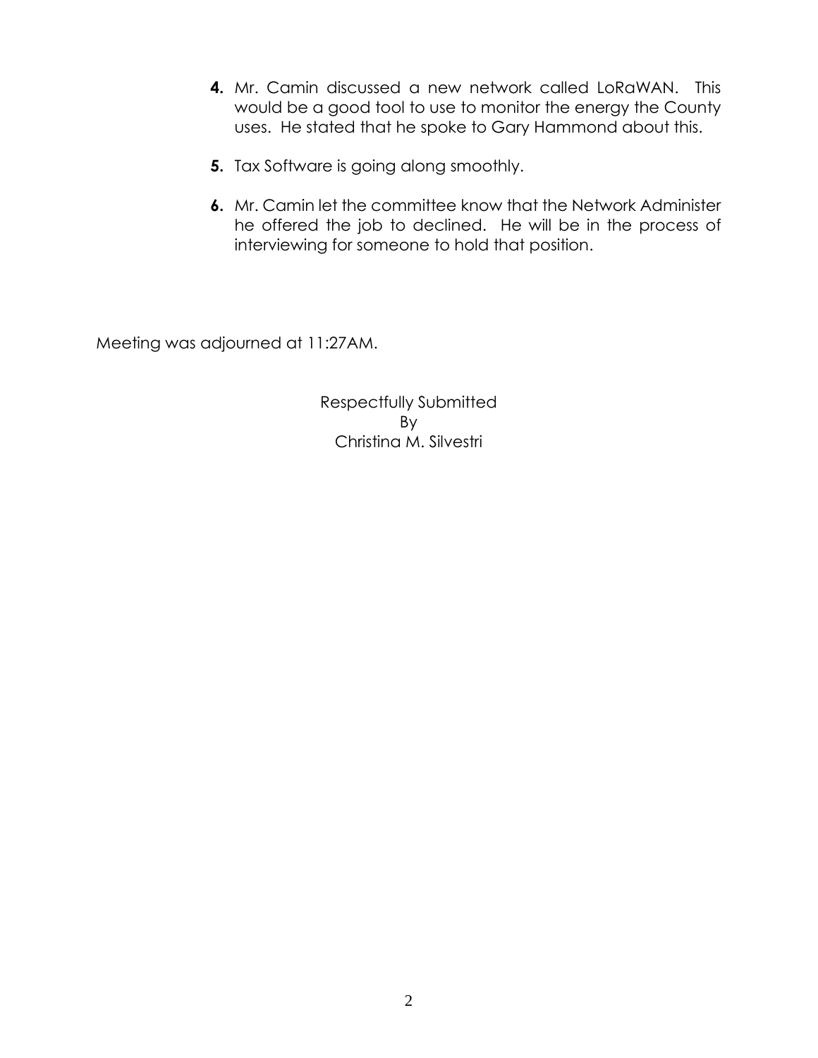4. Mr. Camin discussed a new network called LoRaWAN. This would be a good tool to use to monitor the energy the County uses. He stated that he spoke to Gary Hammond about this.

5. Tax Software is going along smoothly.

6. Mr. Camin let the committee know that the Network Administer he offered the job to declined. He will be in the process of interviewing for someone to hold that position.

Meeting was adjourned at 11:27AM.

Respectfully Submitted
By
Christina M. Silvestri